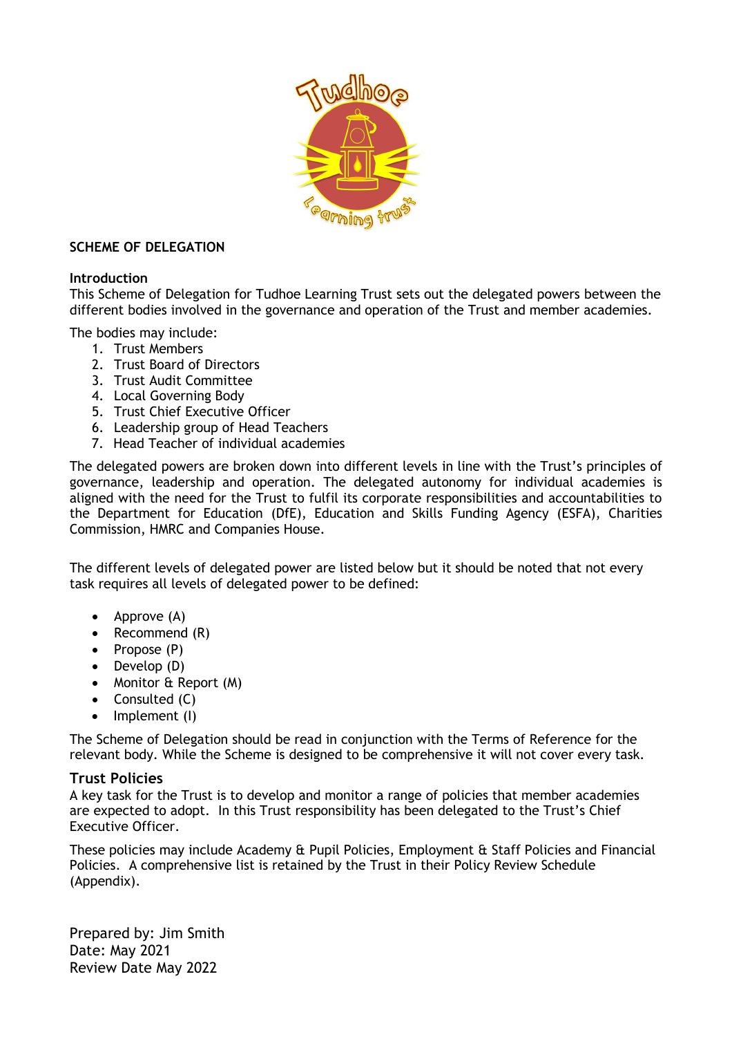# SCHEME OF DELEGATION

## Introduction

This Scheme of Delegation for Tudhoe Learning Trust sets out the delegated powers between the different bodies involved in the governance and operation of the Trust and member academies.

The bodies may include:

1. Trust Members
2. Trust Board of Directors
3. Trust Audit Committee
4. Local Governing Body
5. Trust Chief Executive Officer
6. Leadership group of Head Teachers
7. Head Teacher of individual academies

The delegated powers are broken down into different levels in line with the Trust's principles of governance, leadership and operation. The delegated autonomy for individual academies is aligned with the need for the Trust to fulfil its corporate responsibilities and accountabilities to the Department for Education (DfE), Education and Skills Funding Agency (ESFA), Charities Commission, HMRC and Companies House.

The different levels of delegated power are listed below but it should be noted that not every task requires all levels of delegated power to be defined:

- Approve (A)
- Recommend (R)
- Propose (P)
- Develop (D)
- Monitor & Report (M)
- Consulted (C)
- Implement (I)

The Scheme of Delegation should be read in conjunction with the Terms of Reference for the relevant body. While the Scheme is designed to be comprehensive it will not cover every task.

## Trust Policies

A key task for the Trust is to develop and monitor a range of policies that member academies are expected to adopt. In this Trust responsibility has been delegated to the Trust's Chief Executive Officer.

These policies may include Academy & Pupil Policies, Employment & Staff Policies and Financial Policies. A comprehensive list is retained by the Trust in their Policy Review Schedule (Appendix).

Prepared by: Jim Smith
Date: May 2021
Review Date May 2022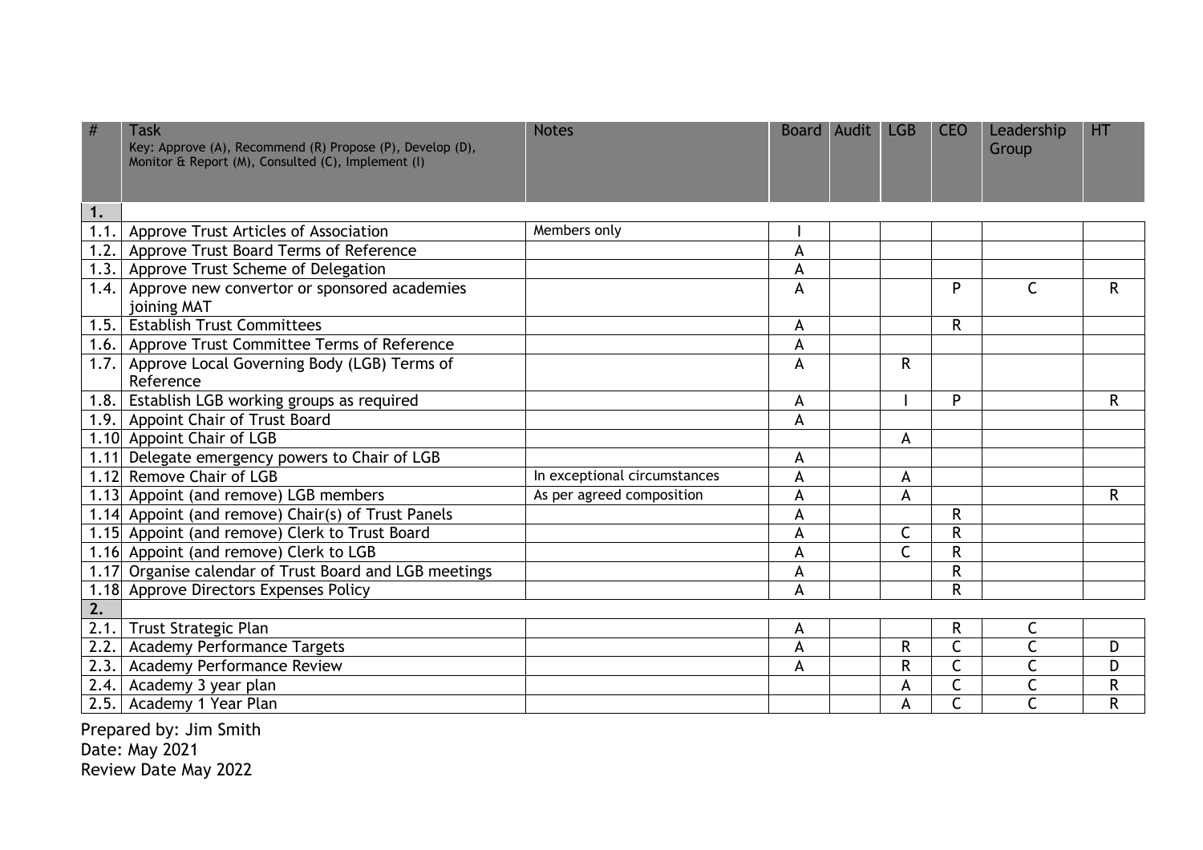| # | Task<br>Key: Approve (A), Recommend (R) Propose (P), Develop (D), Monitor & Report (M), Consulted (C), Implement (I) | Notes | Board | Audit | LGB | CEO | Leadership Group | HT |
|---|---|---|---|---|---|---|---|---|
| **1.** | | | | | | | | |
| 1.1. | Approve Trust Articles of Association | Members only | I | | | | | |
| 1.2. | Approve Trust Board Terms of Reference | | A | | | | | |
| 1.3. | Approve Trust Scheme of Delegation | | A | | | | | |
| 1.4. | Approve new convertor or sponsored academies joining MAT | | A | | | P | C | R |
| 1.5. | Establish Trust Committees | | A | | | R | | |
| 1.6. | Approve Trust Committee Terms of Reference | | A | | | | | |
| 1.7. | Approve Local Governing Body (LGB) Terms of Reference | | A | | R | | | |
| 1.8. | Establish LGB working groups as required | | A | | I | P | | R |
| 1.9. | Appoint Chair of Trust Board | | A | | | | | |
| 1.10 | Appoint Chair of LGB | | | | A | | | |
| 1.11 | Delegate emergency powers to Chair of LGB | | A | | | | | |
| 1.12 | Remove Chair of LGB | In exceptional circumstances | A | | A | | | |
| 1.13 | Appoint (and remove) LGB members | As per agreed composition | A | | A | | | R |
| 1.14 | Appoint (and remove) Chair(s) of Trust Panels | | A | | | R | | |
| 1.15 | Appoint (and remove) Clerk to Trust Board | | A | | C | R | | |
| 1.16 | Appoint (and remove) Clerk to LGB | | A | | C | R | | |
| 1.17 | Organise calendar of Trust Board and LGB meetings | | A | | | R | | |
| 1.18 | Approve Directors Expenses Policy | | A | | | R | | |
| **2.** | | | | | | | | |
| 2.1. | Trust Strategic Plan | | A | | | R | C | |
| 2.2. | Academy Performance Targets | | A | | R | C | C | D |
| 2.3. | Academy Performance Review | | A | | R | C | C | D |
| 2.4. | Academy 3 year plan | | | | A | C | C | R |
| 2.5. | Academy 1 Year Plan | | | | A | C | C | R |

Prepared by: Jim Smith
Date: May 2021
Review Date May 2022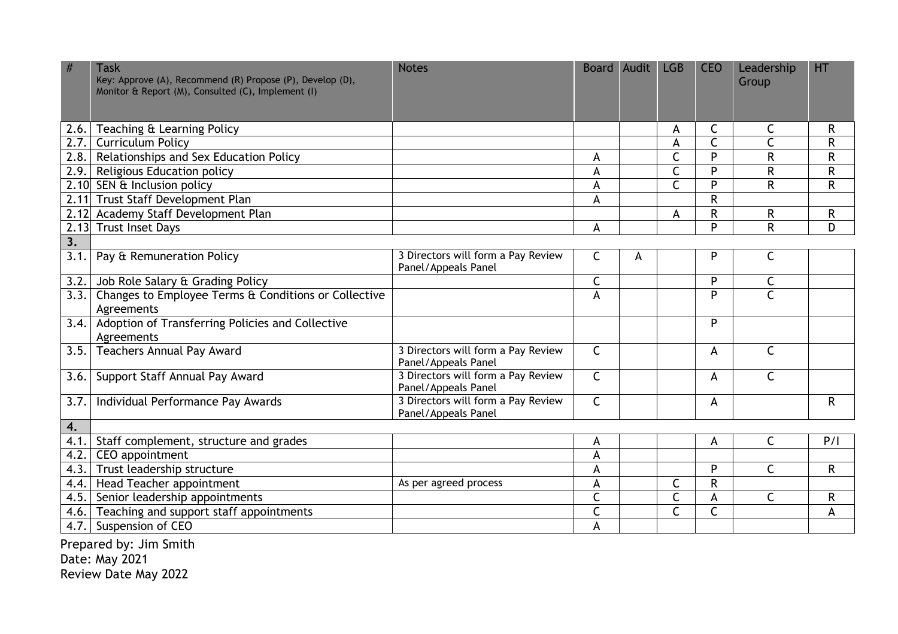| # | Task<br>Key: Approve (A), Recommend (R) Propose (P), Develop (D), Monitor & Report (M), Consulted (C), Implement (I) | Notes | Board | Audit | LGB | CEO | Leadership Group | HT |
|---|---|---|---|---|---|---|---|---|
| 2.6. | Teaching & Learning Policy | | | | A | C | C | R |
| 2.7. | Curriculum Policy | | | | A | C | C | R |
| 2.8. | Relationships and Sex Education Policy | | A | | C | P | R | R |
| 2.9. | Religious Education policy | | A | | C | P | R | R |
| 2.10 | SEN & Inclusion policy | | A | | C | P | R | R |
| 2.11 | Trust Staff Development Plan | | A | | | R | | |
| 2.12 | Academy Staff Development Plan | | | | A | R | R | R |
| 2.13 | Trust Inset Days | | A | | | P | R | D |
| 3. | | | | | | | | |
| 3.1. | Pay & Remuneration Policy | 3 Directors will form a Pay Review Panel/Appeals Panel | C | A | | P | C | |
| 3.2. | Job Role Salary & Grading Policy | | C | | | P | C | |
| 3.3. | Changes to Employee Terms & Conditions or Collective Agreements | | A | | | P | C | |
| 3.4. | Adoption of Transferring Policies and Collective Agreements | | | | | P | | |
| 3.5. | Teachers Annual Pay Award | 3 Directors will form a Pay Review Panel/Appeals Panel | C | | | A | C | |
| 3.6. | Support Staff Annual Pay Award | 3 Directors will form a Pay Review Panel/Appeals Panel | C | | | A | C | |
| 3.7. | Individual Performance Pay Awards | 3 Directors will form a Pay Review Panel/Appeals Panel | C | | | A | | R |
| 4. | | | | | | | | |
| 4.1. | Staff complement, structure and grades | | A | | | A | C | P/I |
| 4.2. | CEO appointment | | A | | | | | |
| 4.3. | Trust leadership structure | | A | | | P | C | R |
| 4.4. | Head Teacher appointment | As per agreed process | A | | C | R | | |
| 4.5. | Senior leadership appointments | | C | | C | A | C | R |
| 4.6. | Teaching and support staff appointments | | C | | C | C | | A |
| 4.7. | Suspension of CEO | | A | | | | | |

Prepared by: Jim Smith
Date: May 2021
Review Date May 2022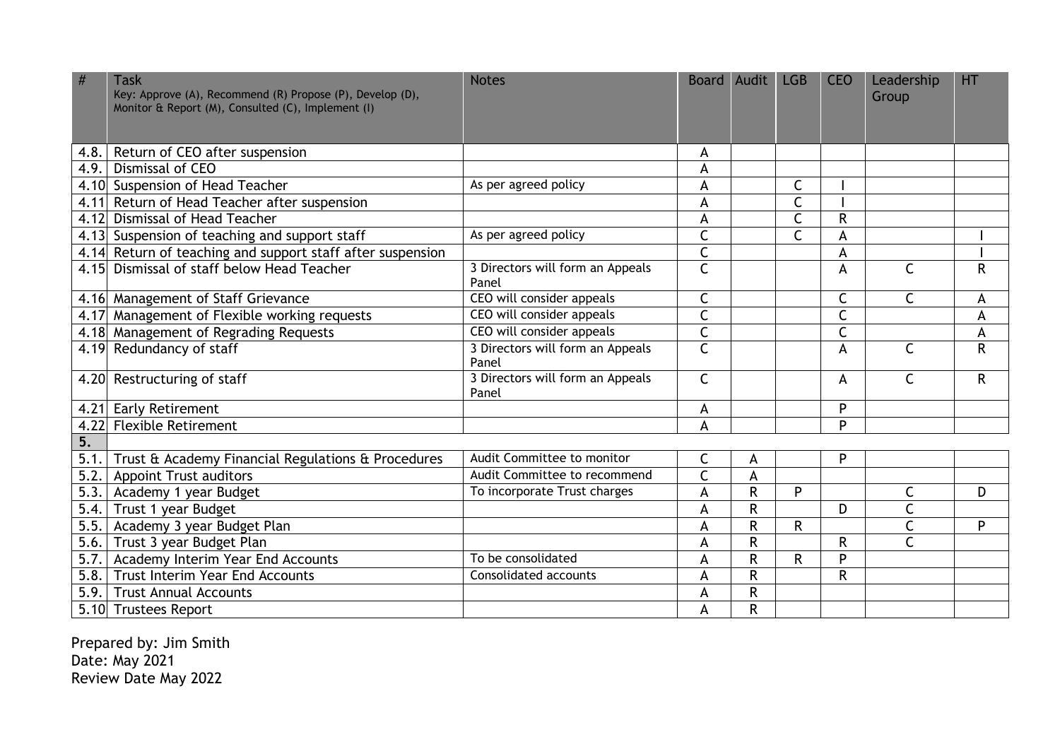| # | Task<br>Key: Approve (A), Recommend (R) Propose (P), Develop (D), Monitor & Report (M), Consulted (C), Implement (I) | Notes | Board | Audit | LGB | CEO | Leadership Group | HT |
|---|---|---|---|---|---|---|---|---|
| 4.8. | Return of CEO after suspension | | A | | | | | |
| 4.9. | Dismissal of CEO | | A | | | | | |
| 4.10 | Suspension of Head Teacher | As per agreed policy | A | | C | I | | |
| 4.11 | Return of Head Teacher after suspension | | A | | C | I | | |
| 4.12 | Dismissal of Head Teacher | | A | | C | R | | |
| 4.13 | Suspension of teaching and support staff | As per agreed policy | C | | C | A | | I |
| 4.14 | Return of teaching and support staff after suspension | | C | | | A | | I |
| 4.15 | Dismissal of staff below Head Teacher | 3 Directors will form an Appeals Panel | C | | | A | C | R |
| 4.16 | Management of Staff Grievance | CEO will consider appeals | C | | | C | C | A |
| 4.17 | Management of Flexible working requests | CEO will consider appeals | C | | | C | | A |
| 4.18 | Management of Regrading Requests | CEO will consider appeals | C | | | C | | A |
| 4.19 | Redundancy of staff | 3 Directors will form an Appeals Panel | C | | | A | C | R |
| 4.20 | Restructuring of staff | 3 Directors will form an Appeals Panel | C | | | A | C | R |
| 4.21 | Early Retirement | | A | | | P | | |
| 4.22 | Flexible Retirement | | A | | | P | | |
| **5.** | | | | | | | | |
| 5.1. | Trust & Academy Financial Regulations & Procedures | Audit Committee to monitor | C | A | | P | | |
| 5.2. | Appoint Trust auditors | Audit Committee to recommend | C | A | | | | |
| 5.3. | Academy 1 year Budget | To incorporate Trust charges | A | R | P | | C | D |
| 5.4. | Trust 1 year Budget | | A | R | | D | C | |
| 5.5. | Academy 3 year Budget Plan | | A | R | R | | C | P |
| 5.6. | Trust 3 year Budget Plan | | A | R | | R | C | |
| 5.7. | Academy Interim Year End Accounts | To be consolidated | A | R | R | P | | |
| 5.8. | Trust Interim Year End Accounts | Consolidated accounts | A | R | | R | | |
| 5.9. | Trust Annual Accounts | | A | R | | | | |
| 5.10 | Trustees Report | | A | R | | | | |

Prepared by: Jim Smith
Date: May 2021
Review Date May 2022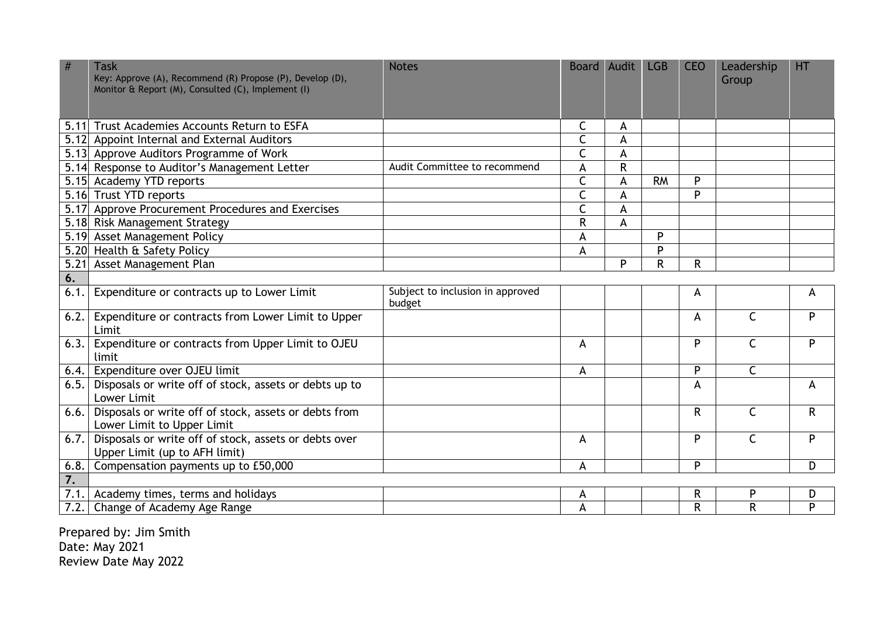| # | Task<br>Key: Approve (A), Recommend (R) Propose (P), Develop (D), Monitor & Report (M), Consulted (C), Implement (I) | Notes | Board | Audit | LGB | CEO | Leadership Group | HT |
|---|---|---|---|---|---|---|---|---|
| 5.11 | Trust Academies Accounts Return to ESFA | | C | A | | | | |
| 5.12 | Appoint Internal and External Auditors | | C | A | | | | |
| 5.13 | Approve Auditors Programme of Work | | C | A | | | | |
| 5.14 | Response to Auditor's Management Letter | Audit Committee to recommend | A | R | | | | |
| 5.15 | Academy YTD reports | | C | A | RM | P | | |
| 5.16 | Trust YTD reports | | C | A | | P | | |
| 5.17 | Approve Procurement Procedures and Exercises | | C | A | | | | |
| 5.18 | Risk Management Strategy | | R | A | | | | |
| 5.19 | Asset Management Policy | | A | | P | | | |
| 5.20 | Health & Safety Policy | | A | | P | | | |
| 5.21 | Asset Management Plan | | | P | R | R | | |
| 6. | | | | | | | | |
| 6.1. | Expenditure or contracts up to Lower Limit | Subject to inclusion in approved budget | | | | A | | A |
| 6.2. | Expenditure or contracts from Lower Limit to Upper Limit | | | | | A | C | P |
| 6.3. | Expenditure or contracts from Upper Limit to OJEU limit | | A | | | P | C | P |
| 6.4. | Expenditure over OJEU limit | | A | | | P | C | |
| 6.5. | Disposals or write off of stock, assets or debts up to Lower Limit | | | | | A | | A |
| 6.6. | Disposals or write off of stock, assets or debts from Lower Limit to Upper Limit | | | | | R | C | R |
| 6.7. | Disposals or write off of stock, assets or debts over Upper Limit (up to AFH limit) | | A | | | P | C | P |
| 6.8. | Compensation payments up to £50,000 | | A | | | P | | D |
| 7. | | | | | | | | |
| 7.1. | Academy times, terms and holidays | | A | | | R | P | D |
| 7.2. | Change of Academy Age Range | | A | | | R | R | P |

Prepared by: Jim Smith
Date: May 2021
Review Date May 2022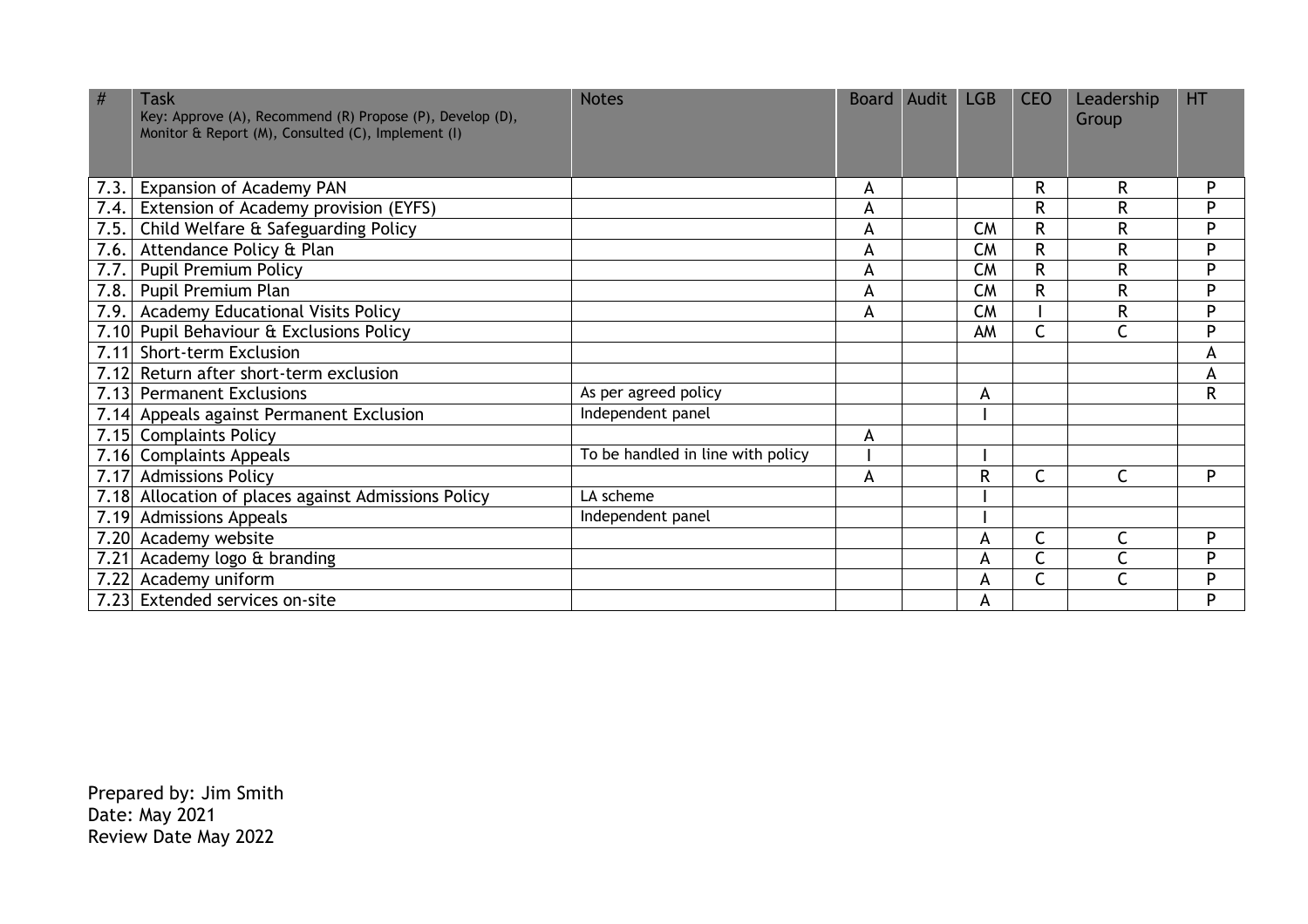| # | Task<br>Key: Approve (A), Recommend (R) Propose (P), Develop (D), Monitor & Report (M), Consulted (C), Implement (I) | Notes | Board | Audit | LGB | CEO | Leadership Group | HT |
|---|---|---|---|---|---|---|---|---|
| 7.3. | Expansion of Academy PAN | | A | | | R | R | P |
| 7.4. | Extension of Academy provision (EYFS) | | A | | | R | R | P |
| 7.5. | Child Welfare & Safeguarding Policy | | A | | CM | R | R | P |
| 7.6. | Attendance Policy & Plan | | A | | CM | R | R | P |
| 7.7. | Pupil Premium Policy | | A | | CM | R | R | P |
| 7.8. | Pupil Premium Plan | | A | | CM | R | R | P |
| 7.9. | Academy Educational Visits Policy | | A | | CM | I | R | P |
| 7.10 | Pupil Behaviour & Exclusions Policy | | | | AM | C | C | P |
| 7.11 | Short-term Exclusion | | | | | | | A |
| 7.12 | Return after short-term exclusion | | | | | | | A |
| 7.13 | Permanent Exclusions | As per agreed policy | | | A | | | R |
| 7.14 | Appeals against Permanent Exclusion | Independent panel | | | I | | | |
| 7.15 | Complaints Policy | | A | | | | | |
| 7.16 | Complaints Appeals | To be handled in line with policy | I | | I | | | |
| 7.17 | Admissions Policy | | A | | R | C | C | P |
| 7.18 | Allocation of places against Admissions Policy | LA scheme | | | I | | | |
| 7.19 | Admissions Appeals | Independent panel | | | I | | | |
| 7.20 | Academy website | | | | A | C | C | P |
| 7.21 | Academy logo & branding | | | | A | C | C | P |
| 7.22 | Academy uniform | | | | A | C | C | P |
| 7.23 | Extended services on-site | | | | A | | | P |

Prepared by: Jim Smith
Date: May 2021
Review Date May 2022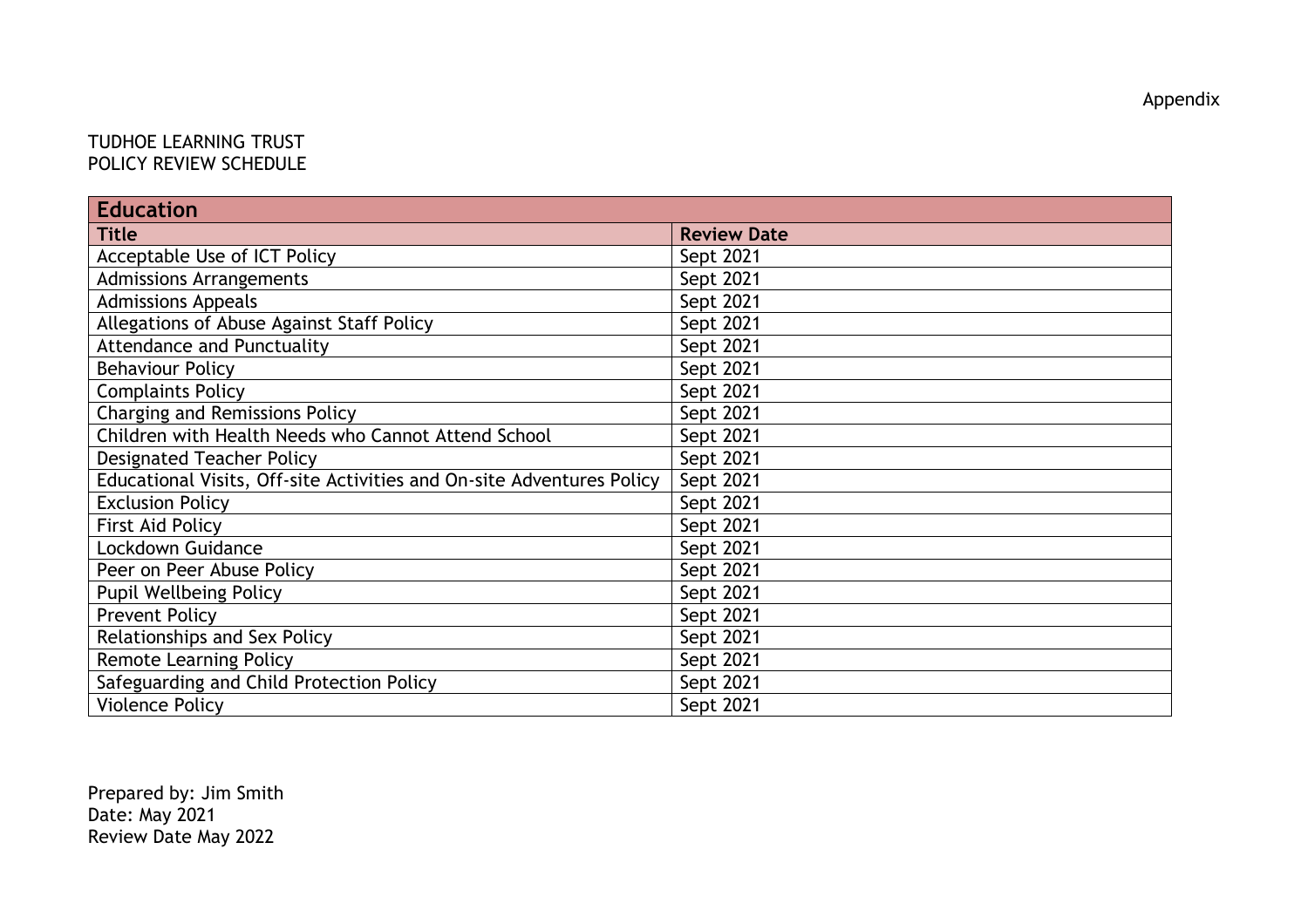Appendix

TUDHOE LEARNING TRUST
POLICY REVIEW SCHEDULE

| **Education** | |
|---|---|
| **Title** | **Review Date** |
| Acceptable Use of ICT Policy | Sept 2021 |
| Admissions Arrangements | Sept 2021 |
| Admissions Appeals | Sept 2021 |
| Allegations of Abuse Against Staff Policy | Sept 2021 |
| Attendance and Punctuality | Sept 2021 |
| Behaviour Policy | Sept 2021 |
| Complaints Policy | Sept 2021 |
| Charging and Remissions Policy | Sept 2021 |
| Children with Health Needs who Cannot Attend School | Sept 2021 |
| Designated Teacher Policy | Sept 2021 |
| Educational Visits, Off-site Activities and On-site Adventures Policy | Sept 2021 |
| Exclusion Policy | Sept 2021 |
| First Aid Policy | Sept 2021 |
| Lockdown Guidance | Sept 2021 |
| Peer on Peer Abuse Policy | Sept 2021 |
| Pupil Wellbeing Policy | Sept 2021 |
| Prevent Policy | Sept 2021 |
| Relationships and Sex Policy | Sept 2021 |
| Remote Learning Policy | Sept 2021 |
| Safeguarding and Child Protection Policy | Sept 2021 |
| Violence Policy | Sept 2021 |

Prepared by: Jim Smith
Date: May 2021
Review Date May 2022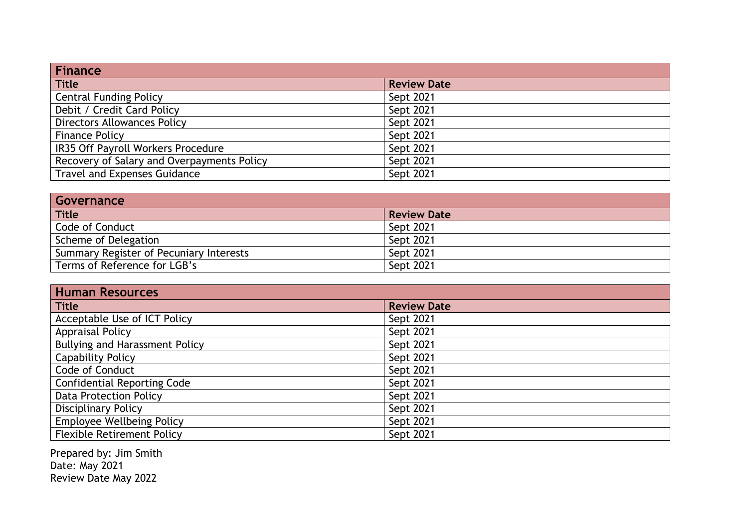| Finance | |
|---|---|
| **Title** | **Review Date** |
| Central Funding Policy | Sept 2021 |
| Debit / Credit Card Policy | Sept 2021 |
| Directors Allowances Policy | Sept 2021 |
| Finance Policy | Sept 2021 |
| IR35 Off Payroll Workers Procedure | Sept 2021 |
| Recovery of Salary and Overpayments Policy | Sept 2021 |
| Travel and Expenses Guidance | Sept 2021 |

| Governance | |
|---|---|
| **Title** | **Review Date** |
| Code of Conduct | Sept 2021 |
| Scheme of Delegation | Sept 2021 |
| Summary Register of Pecuniary Interests | Sept 2021 |
| Terms of Reference for LGB's | Sept 2021 |

| Human Resources | |
|---|---|
| **Title** | **Review Date** |
| Acceptable Use of ICT Policy | Sept 2021 |
| Appraisal Policy | Sept 2021 |
| Bullying and Harassment Policy | Sept 2021 |
| Capability Policy | Sept 2021 |
| Code of Conduct | Sept 2021 |
| Confidential Reporting Code | Sept 2021 |
| Data Protection Policy | Sept 2021 |
| Disciplinary Policy | Sept 2021 |
| Employee Wellbeing Policy | Sept 2021 |
| Flexible Retirement Policy | Sept 2021 |

Prepared by: Jim Smith
Date: May 2021
Review Date May 2022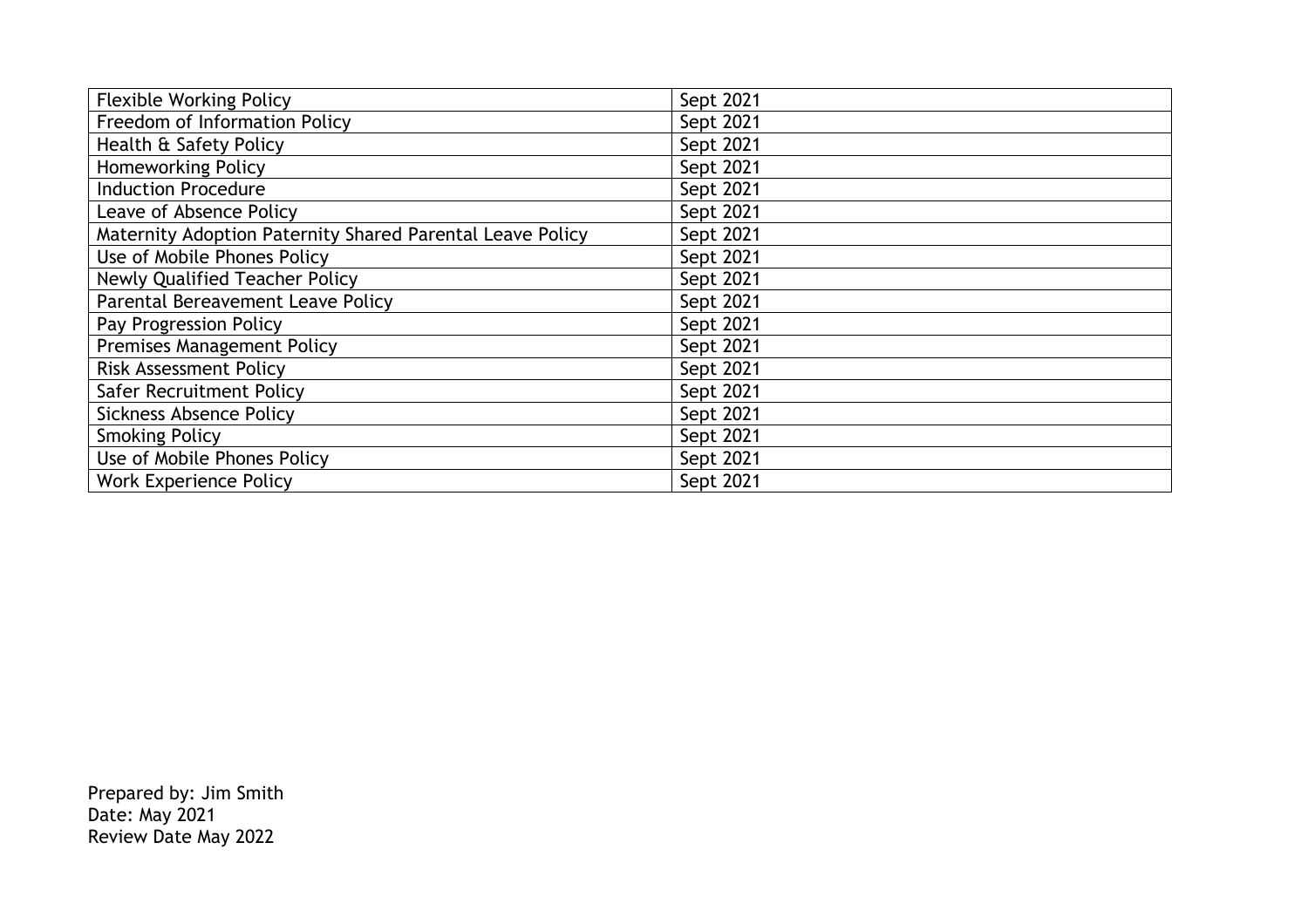| | |
|---|---|
| Flexible Working Policy | Sept 2021 |
| Freedom of Information Policy | Sept 2021 |
| Health & Safety Policy | Sept 2021 |
| Homeworking Policy | Sept 2021 |
| Induction Procedure | Sept 2021 |
| Leave of Absence Policy | Sept 2021 |
| Maternity Adoption Paternity Shared Parental Leave Policy | Sept 2021 |
| Use of Mobile Phones Policy | Sept 2021 |
| Newly Qualified Teacher Policy | Sept 2021 |
| Parental Bereavement Leave Policy | Sept 2021 |
| Pay Progression Policy | Sept 2021 |
| Premises Management Policy | Sept 2021 |
| Risk Assessment Policy | Sept 2021 |
| Safer Recruitment Policy | Sept 2021 |
| Sickness Absence Policy | Sept 2021 |
| Smoking Policy | Sept 2021 |
| Use of Mobile Phones Policy | Sept 2021 |
| Work Experience Policy | Sept 2021 |

Prepared by: Jim Smith
Date: May 2021
Review Date May 2022